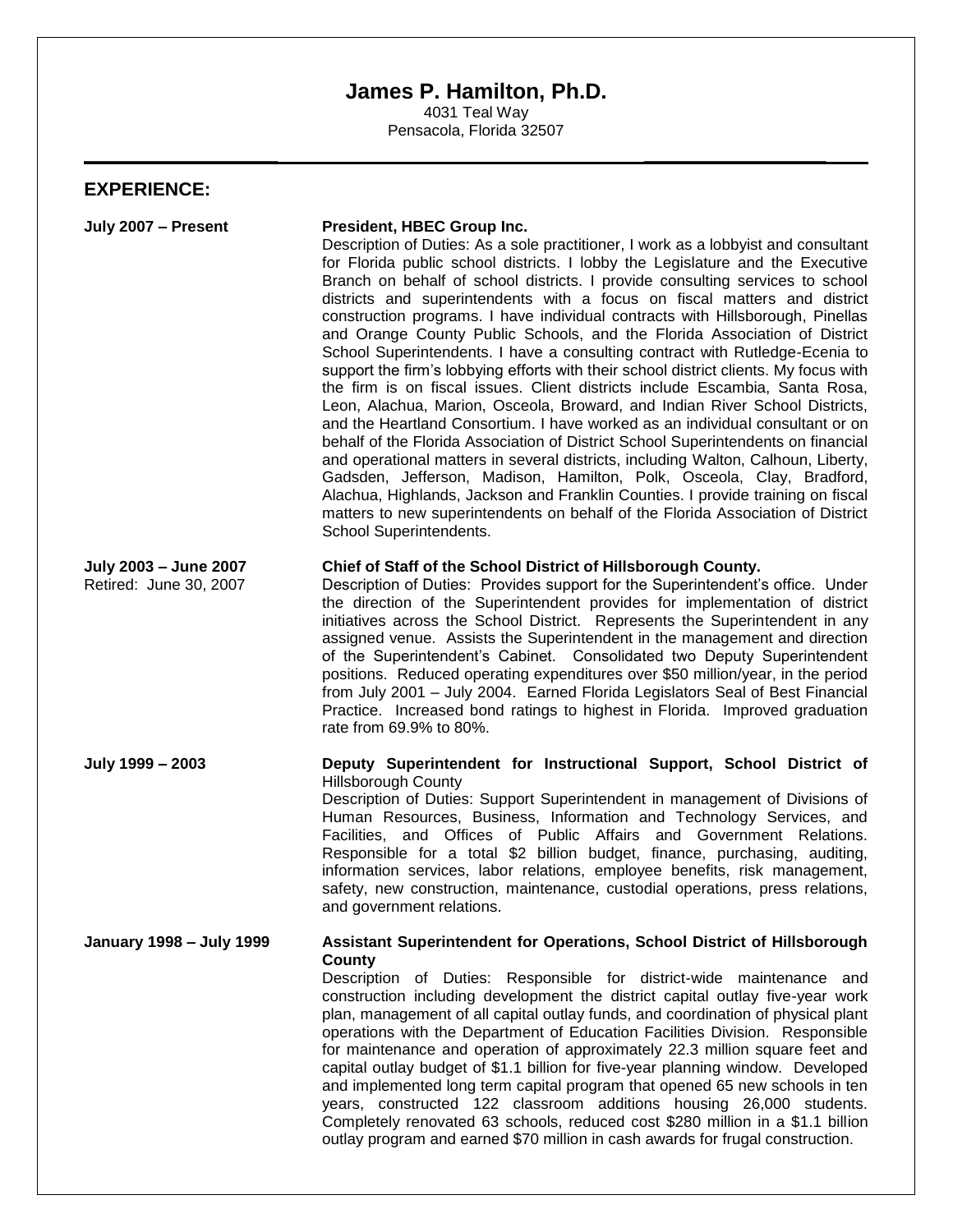# James P. Hamilton, Ph.D.

4031 Teal Way
Pensacola, Florida 32507

## EXPERIENCE:

**July 2007 – Present**

**President, HBEC Group Inc.**
Description of Duties: As a sole practitioner, I work as a lobbyist and consultant for Florida public school districts. I lobby the Legislature and the Executive Branch on behalf of school districts. I provide consulting services to school districts and superintendents with a focus on fiscal matters and district construction programs. I have individual contracts with Hillsborough, Pinellas and Orange County Public Schools, and the Florida Association of District School Superintendents. I have a consulting contract with Rutledge-Ecenia to support the firm's lobbying efforts with their school district clients. My focus with the firm is on fiscal issues. Client districts include Escambia, Santa Rosa, Leon, Alachua, Marion, Osceola, Broward, and Indian River School Districts, and the Heartland Consortium. I have worked as an individual consultant or on behalf of the Florida Association of District School Superintendents on financial and operational matters in several districts, including Walton, Calhoun, Liberty, Gadsden, Jefferson, Madison, Hamilton, Polk, Osceola, Clay, Bradford, Alachua, Highlands, Jackson and Franklin Counties. I provide training on fiscal matters to new superintendents on behalf of the Florida Association of District School Superintendents.

**July 2003 – June 2007**
Retired: June 30, 2007

**Chief of Staff of the School District of Hillsborough County.**
Description of Duties: Provides support for the Superintendent's office. Under the direction of the Superintendent provides for implementation of district initiatives across the School District. Represents the Superintendent in any assigned venue. Assists the Superintendent in the management and direction of the Superintendent's Cabinet. Consolidated two Deputy Superintendent positions. Reduced operating expenditures over $50 million/year, in the period from July 2001 – July 2004. Earned Florida Legislators Seal of Best Financial Practice. Increased bond ratings to highest in Florida. Improved graduation rate from 69.9% to 80%.

**July 1999 – 2003**

**Deputy Superintendent for Instructional Support, School District of** Hillsborough County
Description of Duties: Support Superintendent in management of Divisions of Human Resources, Business, Information and Technology Services, and Facilities, and Offices of Public Affairs and Government Relations. Responsible for a total $2 billion budget, finance, purchasing, auditing, information services, labor relations, employee benefits, risk management, safety, new construction, maintenance, custodial operations, press relations, and government relations.

**January 1998 – July 1999**

**Assistant Superintendent for Operations, School District of Hillsborough County**
Description of Duties: Responsible for district-wide maintenance and construction including development the district capital outlay five-year work plan, management of all capital outlay funds, and coordination of physical plant operations with the Department of Education Facilities Division. Responsible for maintenance and operation of approximately 22.3 million square feet and capital outlay budget of $1.1 billion for five-year planning window. Developed and implemented long term capital program that opened 65 new schools in ten years, constructed 122 classroom additions housing 26,000 students. Completely renovated 63 schools, reduced cost $280 million in a $1.1 billion outlay program and earned $70 million in cash awards for frugal construction.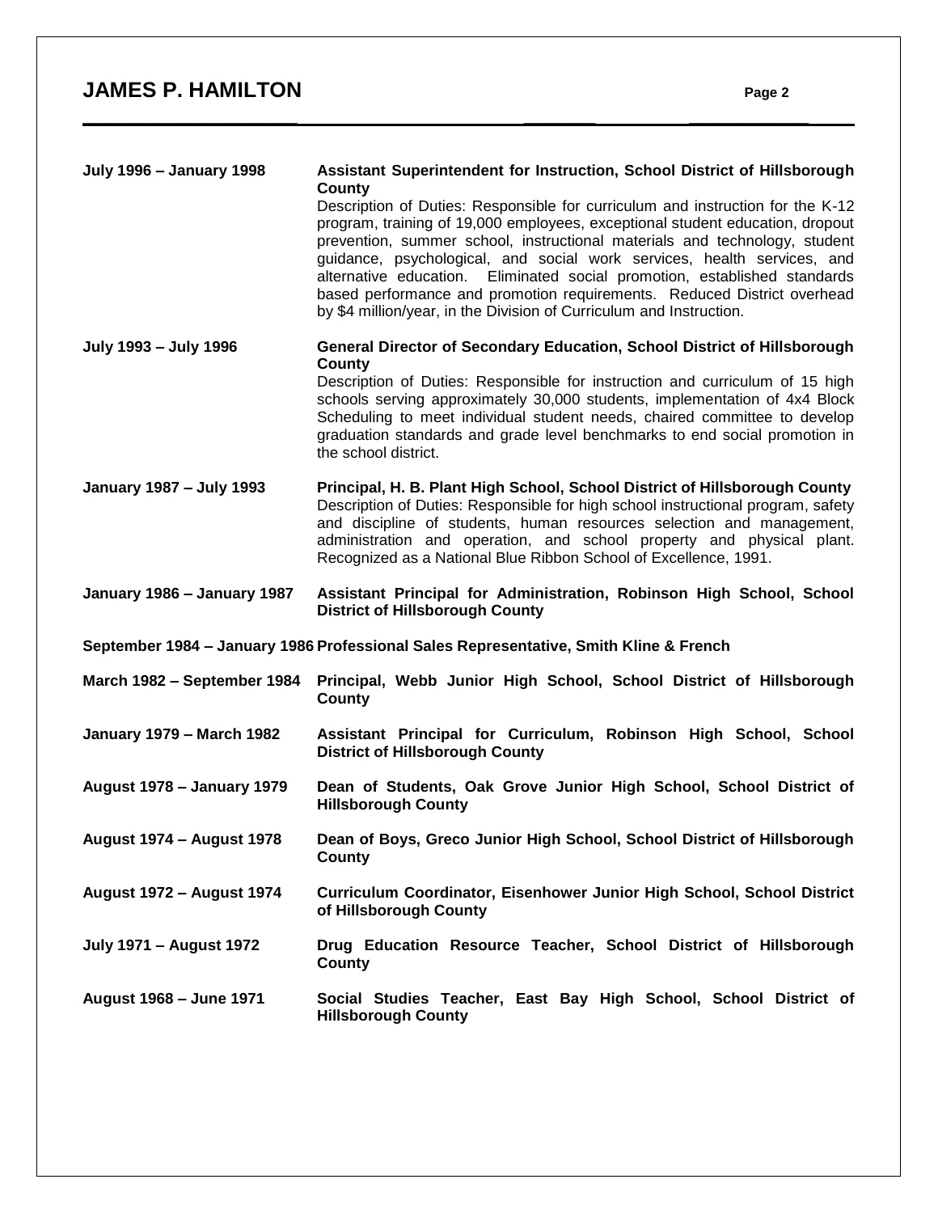**July 1996 – January 1998** — **Assistant Superintendent for Instruction, School District of Hillsborough County**

Description of Duties: Responsible for curriculum and instruction for the K-12 program, training of 19,000 employees, exceptional student education, dropout prevention, summer school, instructional materials and technology, student guidance, psychological, and social work services, health services, and alternative education. Eliminated social promotion, established standards based performance and promotion requirements. Reduced District overhead by $4 million/year, in the Division of Curriculum and Instruction.

**July 1993 – July 1996** — **General Director of Secondary Education, School District of Hillsborough County**

Description of Duties: Responsible for instruction and curriculum of 15 high schools serving approximately 30,000 students, implementation of 4x4 Block Scheduling to meet individual student needs, chaired committee to develop graduation standards and grade level benchmarks to end social promotion in the school district.

**January 1987 – July 1993** — **Principal, H. B. Plant High School, School District of Hillsborough County**

Description of Duties: Responsible for high school instructional program, safety and discipline of students, human resources selection and management, administration and operation, and school property and physical plant. Recognized as a National Blue Ribbon School of Excellence, 1991.

**January 1986 – January 1987** — **Assistant Principal for Administration, Robinson High School, School District of Hillsborough County**

**September 1984 – January 1986** — **Professional Sales Representative, Smith Kline & French**

**March 1982 – September 1984** — **Principal, Webb Junior High School, School District of Hillsborough County**

**January 1979 – March 1982** — **Assistant Principal for Curriculum, Robinson High School, School District of Hillsborough County**

**August 1978 – January 1979** — **Dean of Students, Oak Grove Junior High School, School District of Hillsborough County**

**August 1974 – August 1978** — **Dean of Boys, Greco Junior High School, School District of Hillsborough County**

**August 1972 – August 1974** — **Curriculum Coordinator, Eisenhower Junior High School, School District of Hillsborough County**

**July 1971 – August 1972** — **Drug Education Resource Teacher, School District of Hillsborough County**

**August 1968 – June 1971** — **Social Studies Teacher, East Bay High School, School District of Hillsborough County**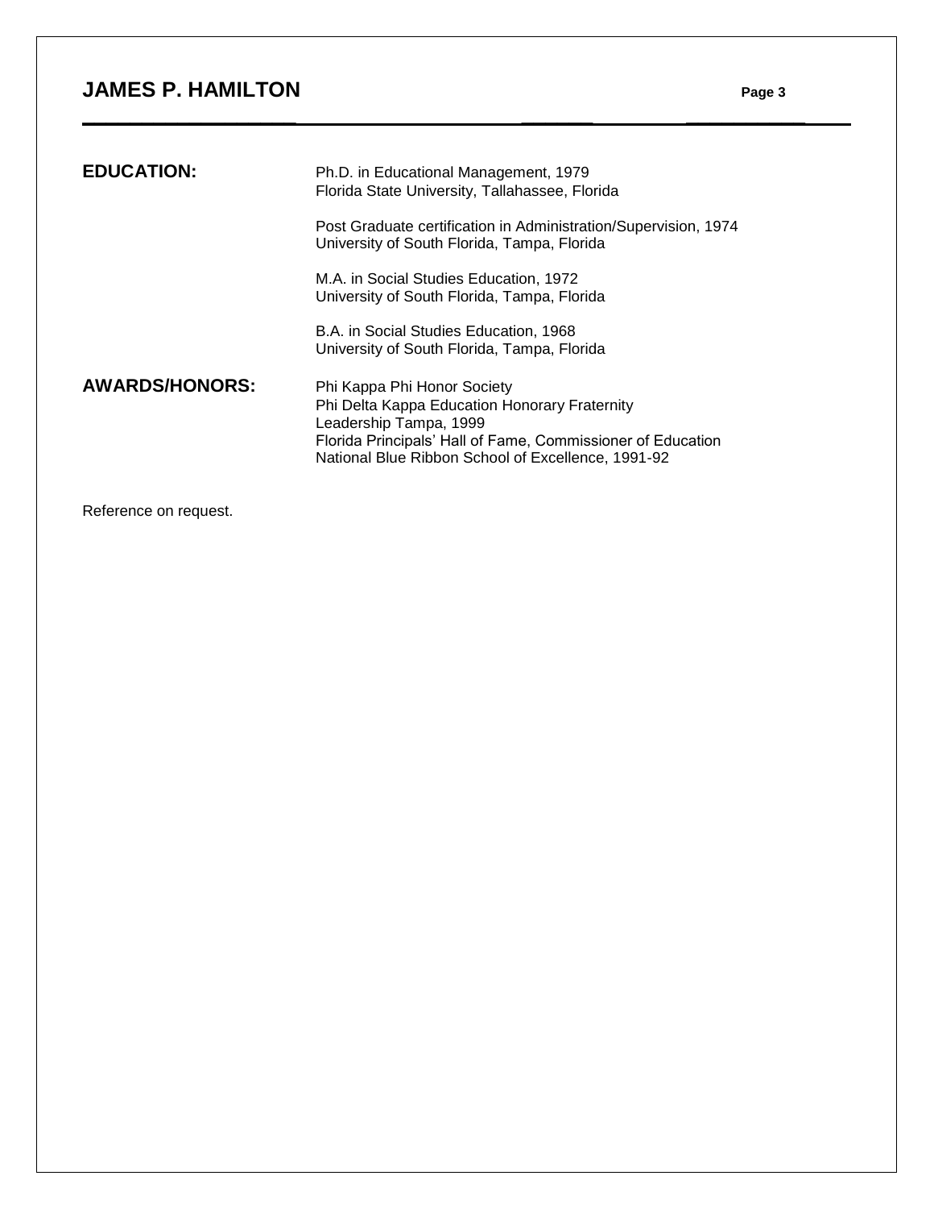## EDUCATION:

Ph.D. in Educational Management, 1979
Florida State University, Tallahassee, Florida

Post Graduate certification in Administration/Supervision, 1974
University of South Florida, Tampa, Florida

M.A. in Social Studies Education, 1972
University of South Florida, Tampa, Florida

B.A. in Social Studies Education, 1968
University of South Florida, Tampa, Florida

## AWARDS/HONORS:

Phi Kappa Phi Honor Society
Phi Delta Kappa Education Honorary Fraternity
Leadership Tampa, 1999
Florida Principals' Hall of Fame, Commissioner of Education
National Blue Ribbon School of Excellence, 1991-92

Reference on request.